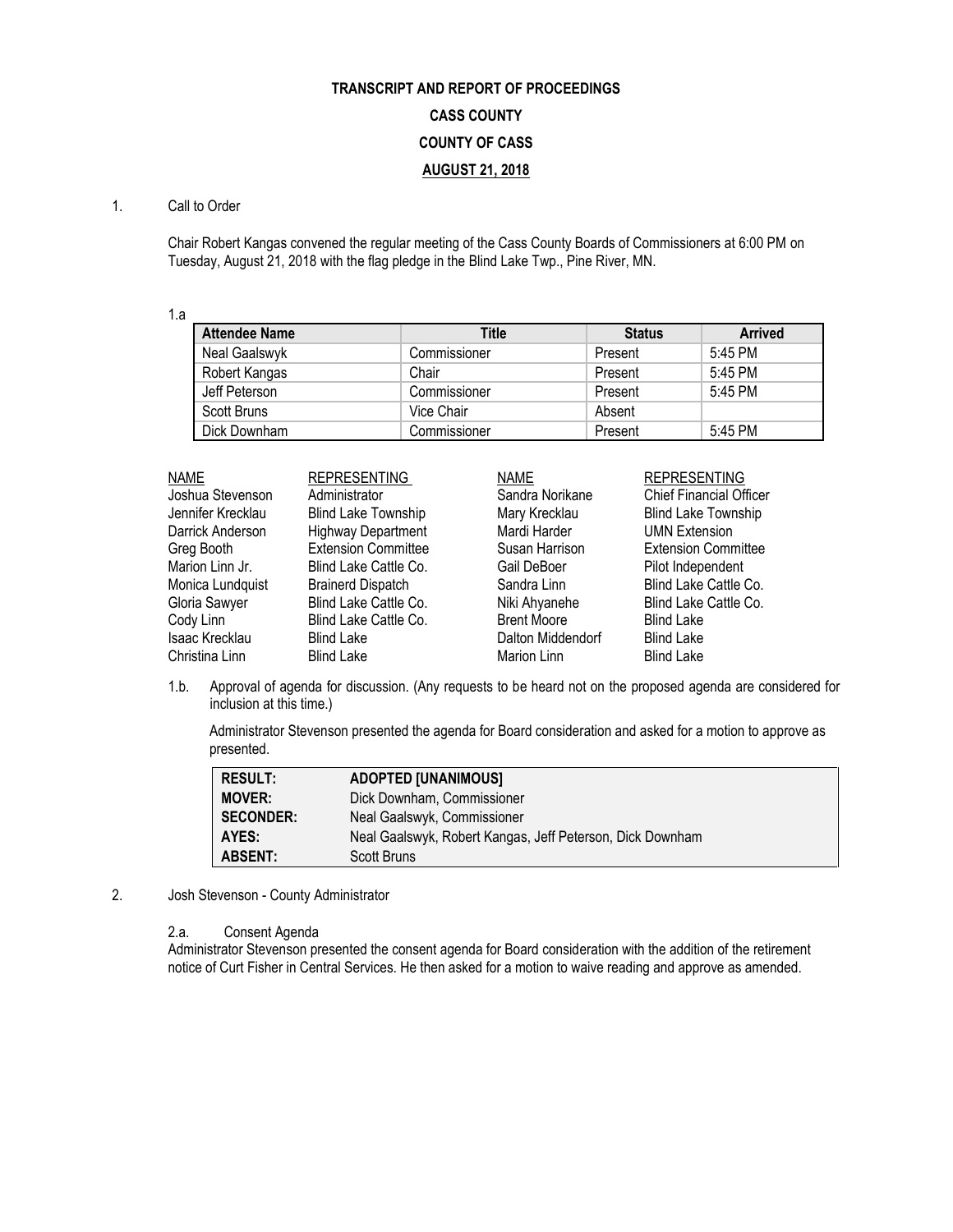**TRANSCRIPT AND REPORT OF PROCEEDINGS**

**CASS COUNTY**

**COUNTY OF CASS**

**AUGUST 21, 2018**

1. Call to Order

Chair Robert Kangas convened the regular meeting of the Cass County Boards of Commissioners at 6:00 PM on Tuesday, August 21, 2018 with the flag pledge in the Blind Lake Twp., Pine River, MN.

1.a

| Attendee Name | Title | Status | Arrived |
|---|---|---|---|
| Neal Gaalswyk | Commissioner | Present | 5:45 PM |
| Robert Kangas | Chair | Present | 5:45 PM |
| Jeff Peterson | Commissioner | Present | 5:45 PM |
| Scott Bruns | Vice Chair | Absent | |
| Dick Downham | Commissioner | Present | 5:45 PM |

| NAME | REPRESENTING | NAME | REPRESENTING |
|---|---|---|---|
| Joshua Stevenson | Administrator | Sandra Norikane | Chief Financial Officer |
| Jennifer Krecklau | Blind Lake Township | Mary Krecklau | Blind Lake Township |
| Darrick Anderson | Highway Department | Mardi Harder | UMN Extension |
| Greg Booth | Extension Committee | Susan Harrison | Extension Committee |
| Marion Linn Jr. | Blind Lake Cattle Co. | Gail DeBoer | Pilot Independent |
| Monica Lundquist | Brainerd Dispatch | Sandra Linn | Blind Lake Cattle Co. |
| Gloria Sawyer | Blind Lake Cattle Co. | Niki Ahyanehe | Blind Lake Cattle Co. |
| Cody Linn | Blind Lake Cattle Co. | Brent Moore | Blind Lake |
| Isaac Krecklau | Blind Lake | Dalton Middendorf | Blind Lake |
| Christina Linn | Blind Lake | Marion Linn | Blind Lake |

1.b. Approval of agenda for discussion. (Any requests to be heard not on the proposed agenda are considered for inclusion at this time.)

Administrator Stevenson presented the agenda for Board consideration and asked for a motion to approve as presented.

| | |
|---|---|
| **RESULT:** | **ADOPTED [UNANIMOUS]** |
| **MOVER:** | Dick Downham, Commissioner |
| **SECONDER:** | Neal Gaalswyk, Commissioner |
| **AYES:** | Neal Gaalswyk, Robert Kangas, Jeff Peterson, Dick Downham |
| **ABSENT:** | Scott Bruns |

2. Josh Stevenson - County Administrator

2.a. Consent Agenda

Administrator Stevenson presented the consent agenda for Board consideration with the addition of the retirement notice of Curt Fisher in Central Services. He then asked for a motion to waive reading and approve as amended.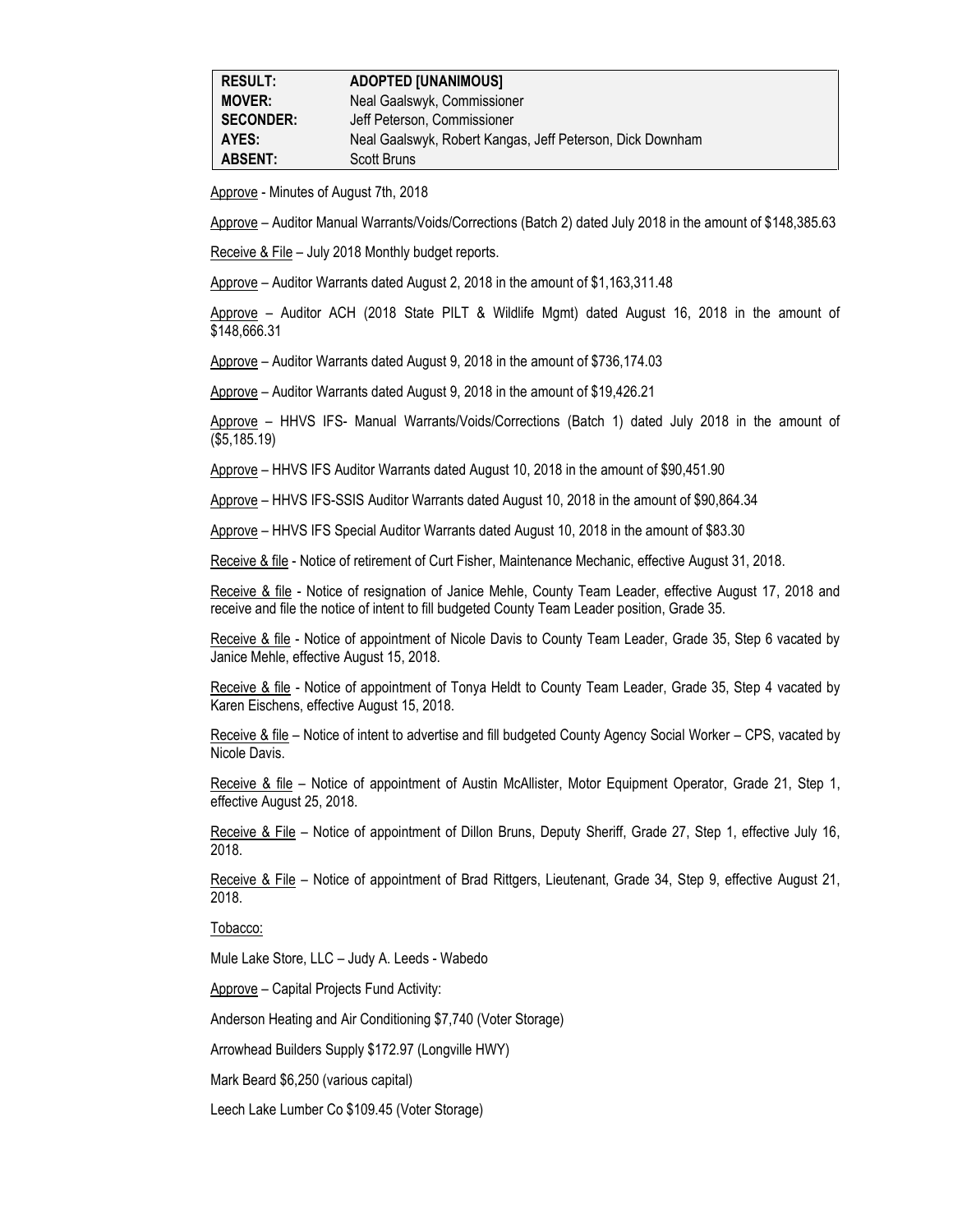| RESULT: | ADOPTED [UNANIMOUS] |
| --- | --- |
| MOVER: | Neal Gaalswyk, Commissioner |
| SECONDER: | Jeff Peterson, Commissioner |
| AYES: | Neal Gaalswyk, Robert Kangas, Jeff Peterson, Dick Downham |
| ABSENT: | Scott Bruns |

Approve - Minutes of August 7th, 2018

Approve – Auditor Manual Warrants/Voids/Corrections (Batch 2) dated July 2018 in the amount of $148,385.63

Receive & File – July 2018 Monthly budget reports.

Approve – Auditor Warrants dated August 2, 2018 in the amount of $1,163,311.48

Approve – Auditor ACH (2018 State PILT & Wildlife Mgmt) dated August 16, 2018 in the amount of $148,666.31

Approve – Auditor Warrants dated August 9, 2018 in the amount of $736,174.03

Approve – Auditor Warrants dated August 9, 2018 in the amount of $19,426.21

Approve – HHVS IFS- Manual Warrants/Voids/Corrections (Batch 1) dated July 2018 in the amount of ($5,185.19)

Approve – HHVS IFS Auditor Warrants dated August 10, 2018 in the amount of $90,451.90

Approve – HHVS IFS-SSIS Auditor Warrants dated August 10, 2018 in the amount of $90,864.34

Approve – HHVS IFS Special Auditor Warrants dated August 10, 2018 in the amount of $83.30

Receive & file - Notice of retirement of Curt Fisher, Maintenance Mechanic, effective August 31, 2018.

Receive & file - Notice of resignation of Janice Mehle, County Team Leader, effective August 17, 2018 and receive and file the notice of intent to fill budgeted County Team Leader position, Grade 35.

Receive & file - Notice of appointment of Nicole Davis to County Team Leader, Grade 35, Step 6 vacated by Janice Mehle, effective August 15, 2018.

Receive & file - Notice of appointment of Tonya Heldt to County Team Leader, Grade 35, Step 4 vacated by Karen Eischens, effective August 15, 2018.

Receive & file – Notice of intent to advertise and fill budgeted County Agency Social Worker – CPS, vacated by Nicole Davis.

Receive & file – Notice of appointment of Austin McAllister, Motor Equipment Operator, Grade 21, Step 1, effective August 25, 2018.

Receive & File – Notice of appointment of Dillon Bruns, Deputy Sheriff, Grade 27, Step 1, effective July 16, 2018.

Receive & File – Notice of appointment of Brad Rittgers, Lieutenant, Grade 34, Step 9, effective August 21, 2018.

Tobacco:

Mule Lake Store, LLC – Judy A. Leeds - Wabedo

Approve – Capital Projects Fund Activity:

Anderson Heating and Air Conditioning $7,740 (Voter Storage)

Arrowhead Builders Supply $172.97 (Longville HWY)

Mark Beard $6,250 (various capital)

Leech Lake Lumber Co $109.45 (Voter Storage)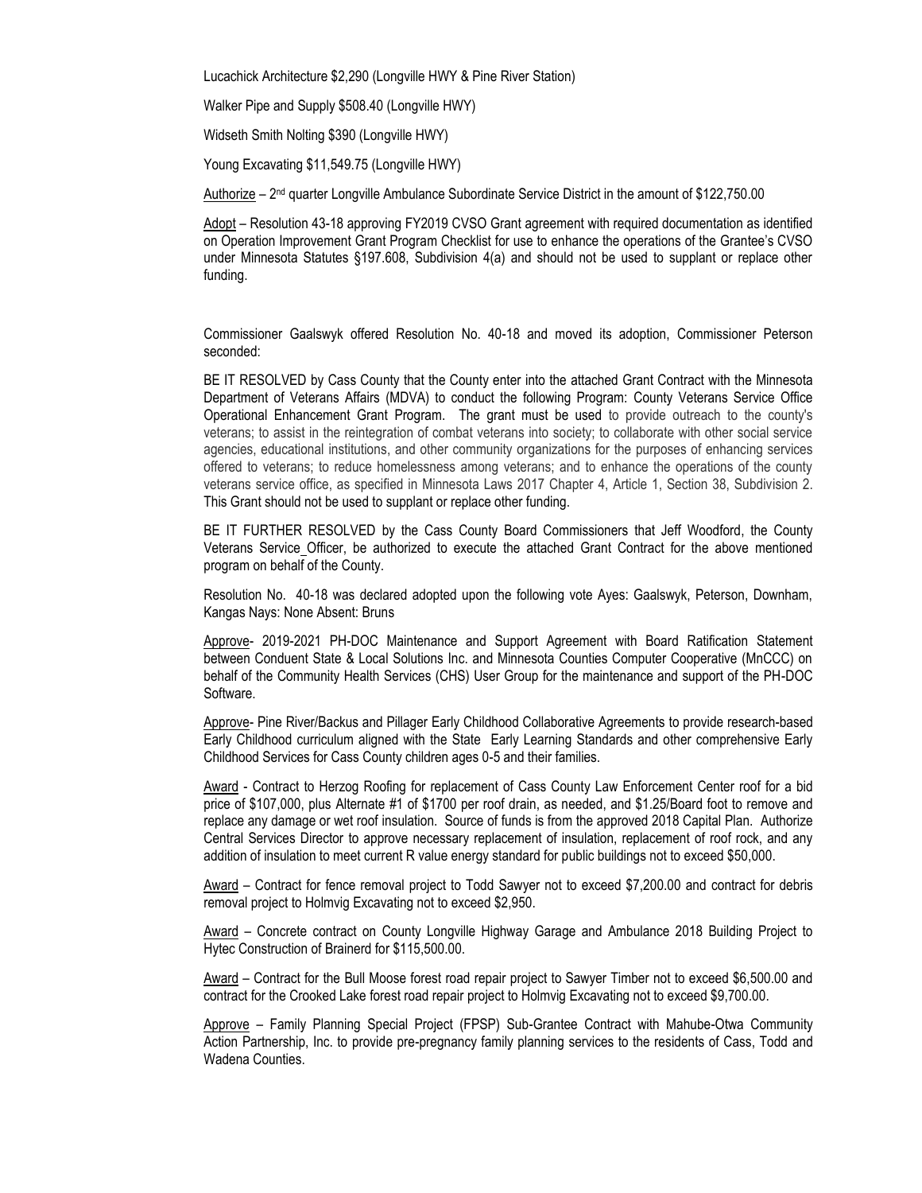Lucachick Architecture $2,290 (Longville HWY & Pine River Station)

Walker Pipe and Supply $508.40 (Longville HWY)

Widseth Smith Nolting $390 (Longville HWY)

Young Excavating $11,549.75 (Longville HWY)

Authorize – 2nd quarter Longville Ambulance Subordinate Service District in the amount of $122,750.00

Adopt – Resolution 43-18 approving FY2019 CVSO Grant agreement with required documentation as identified on Operation Improvement Grant Program Checklist for use to enhance the operations of the Grantee's CVSO under Minnesota Statutes §197.608, Subdivision 4(a) and should not be used to supplant or replace other funding.

Commissioner Gaalswyk offered Resolution No. 40-18 and moved its adoption, Commissioner Peterson seconded:

BE IT RESOLVED by Cass County that the County enter into the attached Grant Contract with the Minnesota Department of Veterans Affairs (MDVA) to conduct the following Program: County Veterans Service Office Operational Enhancement Grant Program. The grant must be used to provide outreach to the county's veterans; to assist in the reintegration of combat veterans into society; to collaborate with other social service agencies, educational institutions, and other community organizations for the purposes of enhancing services offered to veterans; to reduce homelessness among veterans; and to enhance the operations of the county veterans service office, as specified in Minnesota Laws 2017 Chapter 4, Article 1, Section 38, Subdivision 2. This Grant should not be used to supplant or replace other funding.

BE IT FURTHER RESOLVED by the Cass County Board Commissioners that Jeff Woodford, the County Veterans Service Officer, be authorized to execute the attached Grant Contract for the above mentioned program on behalf of the County.

Resolution No. 40-18 was declared adopted upon the following vote Ayes: Gaalswyk, Peterson, Downham, Kangas Nays: None Absent: Bruns

Approve- 2019-2021 PH-DOC Maintenance and Support Agreement with Board Ratification Statement between Conduent State & Local Solutions Inc. and Minnesota Counties Computer Cooperative (MnCCC) on behalf of the Community Health Services (CHS) User Group for the maintenance and support of the PH-DOC Software.

Approve- Pine River/Backus and Pillager Early Childhood Collaborative Agreements to provide research-based Early Childhood curriculum aligned with the State Early Learning Standards and other comprehensive Early Childhood Services for Cass County children ages 0-5 and their families.

Award - Contract to Herzog Roofing for replacement of Cass County Law Enforcement Center roof for a bid price of $107,000, plus Alternate #1 of $1700 per roof drain, as needed, and $1.25/Board foot to remove and replace any damage or wet roof insulation. Source of funds is from the approved 2018 Capital Plan. Authorize Central Services Director to approve necessary replacement of insulation, replacement of roof rock, and any addition of insulation to meet current R value energy standard for public buildings not to exceed $50,000.

Award – Contract for fence removal project to Todd Sawyer not to exceed $7,200.00 and contract for debris removal project to Holmvig Excavating not to exceed $2,950.

Award – Concrete contract on County Longville Highway Garage and Ambulance 2018 Building Project to Hytec Construction of Brainerd for $115,500.00.

Award – Contract for the Bull Moose forest road repair project to Sawyer Timber not to exceed $6,500.00 and contract for the Crooked Lake forest road repair project to Holmvig Excavating not to exceed $9,700.00.

Approve – Family Planning Special Project (FPSP) Sub-Grantee Contract with Mahube-Otwa Community Action Partnership, Inc. to provide pre-pregnancy family planning services to the residents of Cass, Todd and Wadena Counties.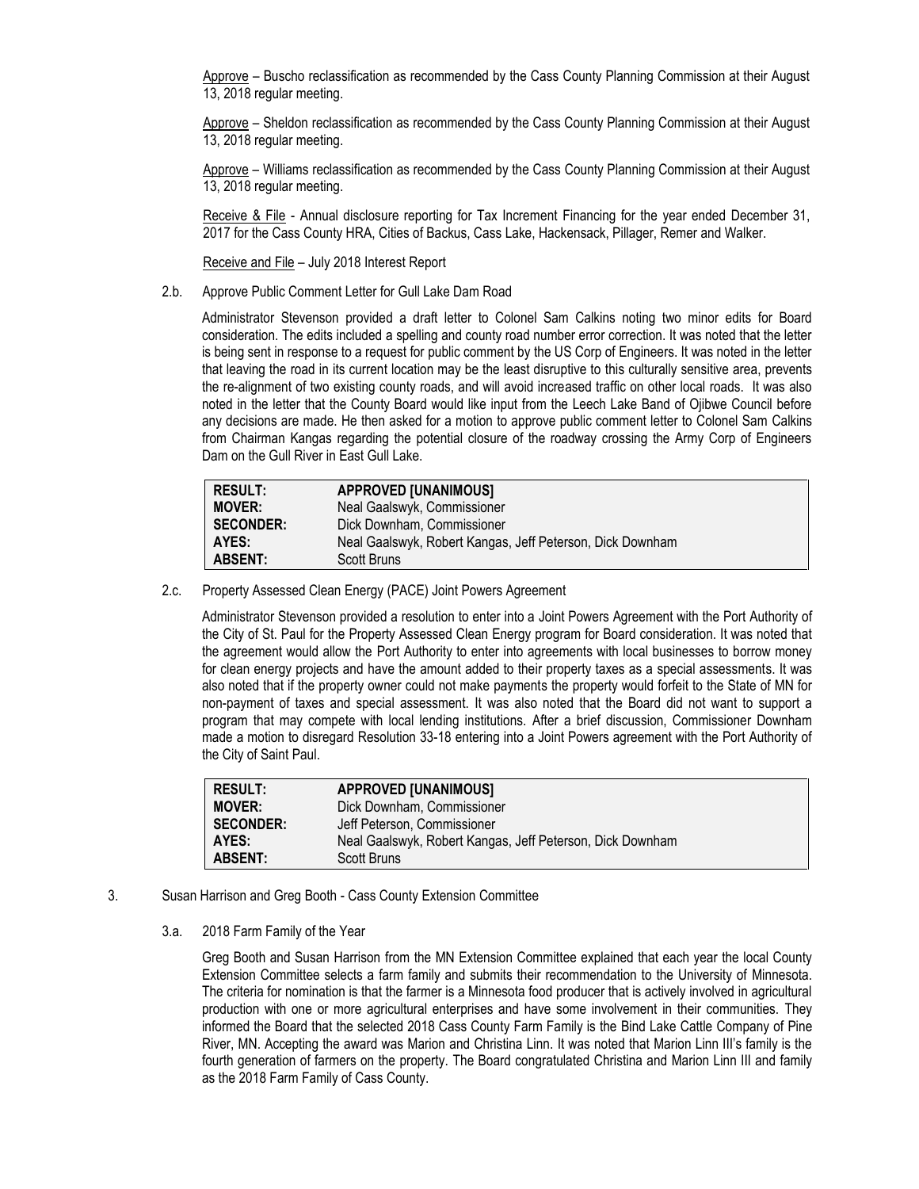Approve – Buscho reclassification as recommended by the Cass County Planning Commission at their August 13, 2018 regular meeting.

Approve – Sheldon reclassification as recommended by the Cass County Planning Commission at their August 13, 2018 regular meeting.

Approve – Williams reclassification as recommended by the Cass County Planning Commission at their August 13, 2018 regular meeting.

Receive & File - Annual disclosure reporting for Tax Increment Financing for the year ended December 31, 2017 for the Cass County HRA, Cities of Backus, Cass Lake, Hackensack, Pillager, Remer and Walker.

Receive and File – July 2018 Interest Report

2.b. Approve Public Comment Letter for Gull Lake Dam Road

Administrator Stevenson provided a draft letter to Colonel Sam Calkins noting two minor edits for Board consideration. The edits included a spelling and county road number error correction. It was noted that the letter is being sent in response to a request for public comment by the US Corp of Engineers. It was noted in the letter that leaving the road in its current location may be the least disruptive to this culturally sensitive area, prevents the re-alignment of two existing county roads, and will avoid increased traffic on other local roads. It was also noted in the letter that the County Board would like input from the Leech Lake Band of Ojibwe Council before any decisions are made. He then asked for a motion to approve public comment letter to Colonel Sam Calkins from Chairman Kangas regarding the potential closure of the roadway crossing the Army Corp of Engineers Dam on the Gull River in East Gull Lake.

| | |
|---|---|
| **RESULT:** | **APPROVED [UNANIMOUS]** |
| **MOVER:** | Neal Gaalswyk, Commissioner |
| **SECONDER:** | Dick Downham, Commissioner |
| **AYES:** | Neal Gaalswyk, Robert Kangas, Jeff Peterson, Dick Downham |
| **ABSENT:** | Scott Bruns |

2.c. Property Assessed Clean Energy (PACE) Joint Powers Agreement

Administrator Stevenson provided a resolution to enter into a Joint Powers Agreement with the Port Authority of the City of St. Paul for the Property Assessed Clean Energy program for Board consideration. It was noted that the agreement would allow the Port Authority to enter into agreements with local businesses to borrow money for clean energy projects and have the amount added to their property taxes as a special assessments. It was also noted that if the property owner could not make payments the property would forfeit to the State of MN for non-payment of taxes and special assessment. It was also noted that the Board did not want to support a program that may compete with local lending institutions. After a brief discussion, Commissioner Downham made a motion to disregard Resolution 33-18 entering into a Joint Powers agreement with the Port Authority of the City of Saint Paul.

| | |
|---|---|
| **RESULT:** | **APPROVED [UNANIMOUS]** |
| **MOVER:** | Dick Downham, Commissioner |
| **SECONDER:** | Jeff Peterson, Commissioner |
| **AYES:** | Neal Gaalswyk, Robert Kangas, Jeff Peterson, Dick Downham |
| **ABSENT:** | Scott Bruns |

3. Susan Harrison and Greg Booth - Cass County Extension Committee

3.a. 2018 Farm Family of the Year

Greg Booth and Susan Harrison from the MN Extension Committee explained that each year the local County Extension Committee selects a farm family and submits their recommendation to the University of Minnesota. The criteria for nomination is that the farmer is a Minnesota food producer that is actively involved in agricultural production with one or more agricultural enterprises and have some involvement in their communities. They informed the Board that the selected 2018 Cass County Farm Family is the Bind Lake Cattle Company of Pine River, MN. Accepting the award was Marion and Christina Linn. It was noted that Marion Linn III's family is the fourth generation of farmers on the property. The Board congratulated Christina and Marion Linn III and family as the 2018 Farm Family of Cass County.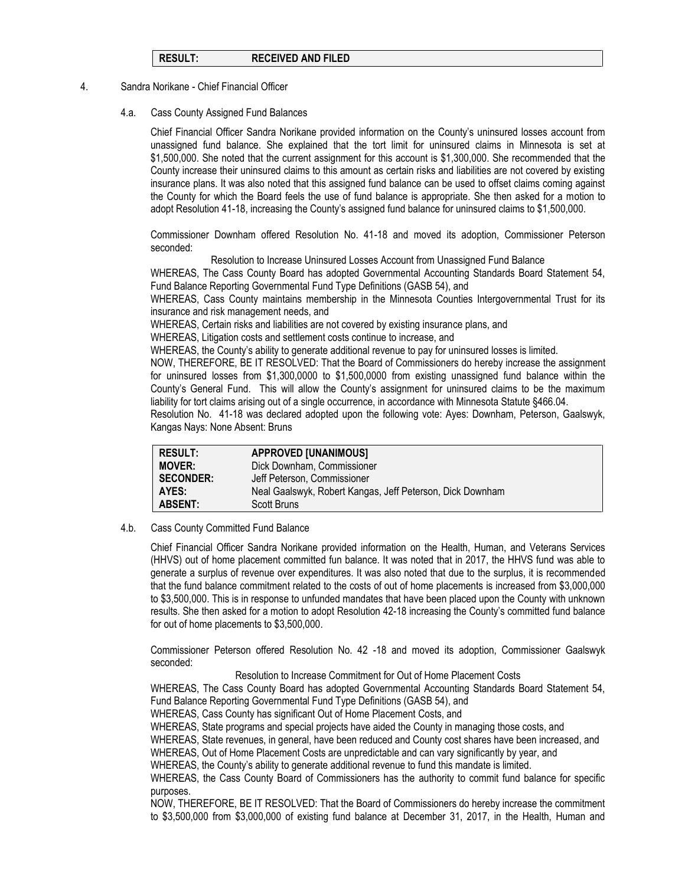| RESULT: | RECEIVED AND FILED |
|---|---|

4. Sandra Norikane - Chief Financial Officer

4.a. Cass County Assigned Fund Balances

Chief Financial Officer Sandra Norikane provided information on the County's uninsured losses account from unassigned fund balance. She explained that the tort limit for uninsured claims in Minnesota is set at $1,500,000. She noted that the current assignment for this account is $1,300,000. She recommended that the County increase their uninsured claims to this amount as certain risks and liabilities are not covered by existing insurance plans. It was also noted that this assigned fund balance can be used to offset claims coming against the County for which the Board feels the use of fund balance is appropriate. She then asked for a motion to adopt Resolution 41-18, increasing the County's assigned fund balance for uninsured claims to $1,500,000.

Commissioner Downham offered Resolution No. 41-18 and moved its adoption, Commissioner Peterson seconded:

Resolution to Increase Uninsured Losses Account from Unassigned Fund Balance

WHEREAS, The Cass County Board has adopted Governmental Accounting Standards Board Statement 54, Fund Balance Reporting Governmental Fund Type Definitions (GASB 54), and

WHEREAS, Cass County maintains membership in the Minnesota Counties Intergovernmental Trust for its insurance and risk management needs, and

WHEREAS, Certain risks and liabilities are not covered by existing insurance plans, and

WHEREAS, Litigation costs and settlement costs continue to increase, and

WHEREAS, the County's ability to generate additional revenue to pay for uninsured losses is limited.

NOW, THEREFORE, BE IT RESOLVED: That the Board of Commissioners do hereby increase the assignment for uninsured losses from $1,300,0000 to $1,500,0000 from existing unassigned fund balance within the County's General Fund. This will allow the County's assignment for uninsured claims to be the maximum liability for tort claims arising out of a single occurrence, in accordance with Minnesota Statute §466.04.

Resolution No. 41-18 was declared adopted upon the following vote: Ayes: Downham, Peterson, Gaalswyk, Kangas Nays: None Absent: Bruns

| RESULT: | APPROVED [UNANIMOUS] |
|---|---|
| MOVER: | Dick Downham, Commissioner |
| SECONDER: | Jeff Peterson, Commissioner |
| AYES: | Neal Gaalswyk, Robert Kangas, Jeff Peterson, Dick Downham |
| ABSENT: | Scott Bruns |

4.b. Cass County Committed Fund Balance

Chief Financial Officer Sandra Norikane provided information on the Health, Human, and Veterans Services (HHVS) out of home placement committed fun balance. It was noted that in 2017, the HHVS fund was able to generate a surplus of revenue over expenditures. It was also noted that due to the surplus, it is recommended that the fund balance commitment related to the costs of out of home placements is increased from $3,000,000 to $3,500,000. This is in response to unfunded mandates that have been placed upon the County with unknown results. She then asked for a motion to adopt Resolution 42-18 increasing the County's committed fund balance for out of home placements to $3,500,000.

Commissioner Peterson offered Resolution No. 42 -18 and moved its adoption, Commissioner Gaalswyk seconded:

Resolution to Increase Commitment for Out of Home Placement Costs

WHEREAS, The Cass County Board has adopted Governmental Accounting Standards Board Statement 54, Fund Balance Reporting Governmental Fund Type Definitions (GASB 54), and

WHEREAS, Cass County has significant Out of Home Placement Costs, and

WHEREAS, State programs and special projects have aided the County in managing those costs, and

WHEREAS, State revenues, in general, have been reduced and County cost shares have been increased, and

WHEREAS, Out of Home Placement Costs are unpredictable and can vary significantly by year, and

WHEREAS, the County's ability to generate additional revenue to fund this mandate is limited.

WHEREAS, the Cass County Board of Commissioners has the authority to commit fund balance for specific purposes.

NOW, THEREFORE, BE IT RESOLVED: That the Board of Commissioners do hereby increase the commitment to $3,500,000 from $3,000,000 of existing fund balance at December 31, 2017, in the Health, Human and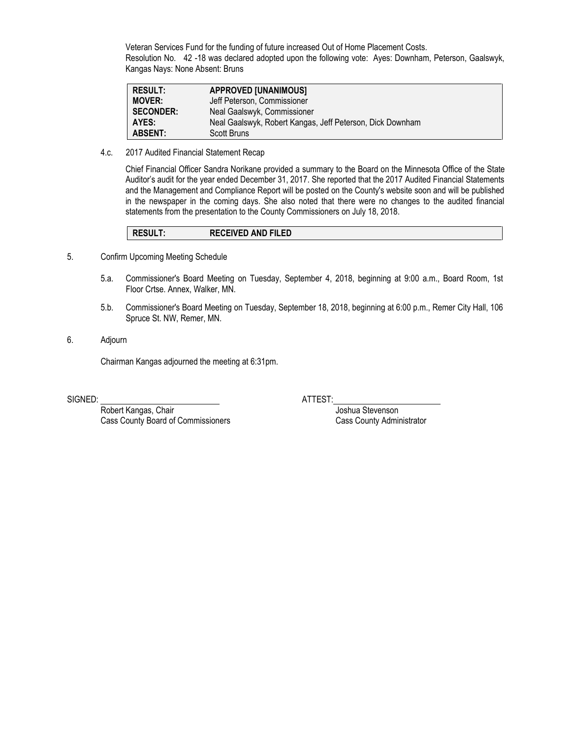Veteran Services Fund for the funding of future increased Out of Home Placement Costs.
Resolution No. 42 -18 was declared adopted upon the following vote: Ayes: Downham, Peterson, Gaalswyk, Kangas Nays: None Absent: Bruns

| | |
|---|---|
| **RESULT:** | **APPROVED [UNANIMOUS]** |
| **MOVER:** | Jeff Peterson, Commissioner |
| **SECONDER:** | Neal Gaalswyk, Commissioner |
| **AYES:** | Neal Gaalswyk, Robert Kangas, Jeff Peterson, Dick Downham |
| **ABSENT:** | Scott Bruns |

4.c. 2017 Audited Financial Statement Recap

Chief Financial Officer Sandra Norikane provided a summary to the Board on the Minnesota Office of the State Auditor's audit for the year ended December 31, 2017. She reported that the 2017 Audited Financial Statements and the Management and Compliance Report will be posted on the County's website soon and will be published in the newspaper in the coming days. She also noted that there were no changes to the audited financial statements from the presentation to the County Commissioners on July 18, 2018.

| | |
|---|---|
| **RESULT:** | **RECEIVED AND FILED** |

5. Confirm Upcoming Meeting Schedule

5.a. Commissioner's Board Meeting on Tuesday, September 4, 2018, beginning at 9:00 a.m., Board Room, 1st Floor Crtse. Annex, Walker, MN.

5.b. Commissioner's Board Meeting on Tuesday, September 18, 2018, beginning at 6:00 p.m., Remer City Hall, 106 Spruce St. NW, Remer, MN.

6. Adjourn

Chairman Kangas adjourned the meeting at 6:31pm.

SIGNED: ____________________________
Robert Kangas, Chair
Cass County Board of Commissioners

ATTEST: ____________________________
Joshua Stevenson
Cass County Administrator